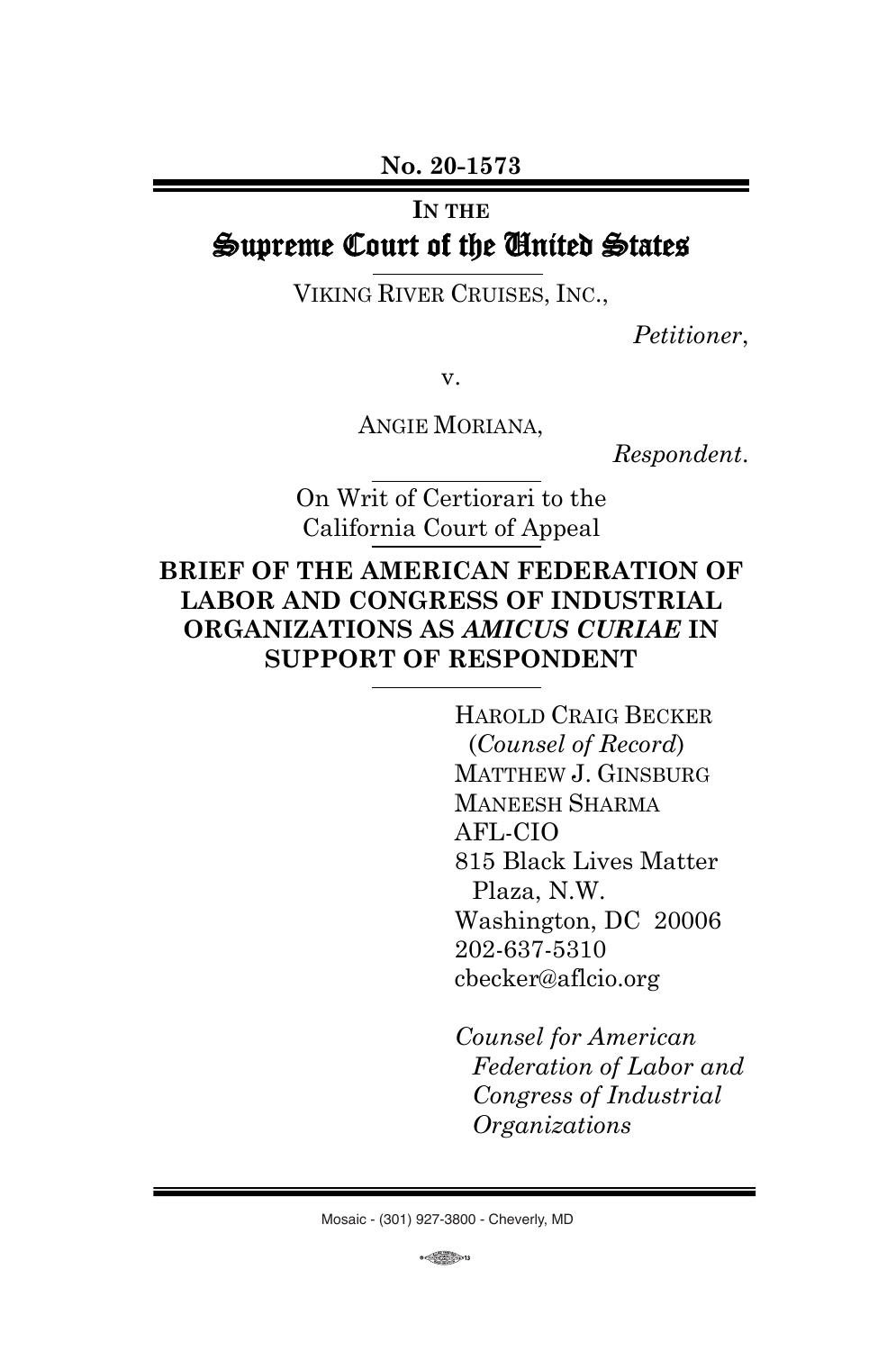**No. 20-1573**

IN THE

# Supreme Court of the United States

VIKING RIVER CRUISES, INC.,

*Petitioner*,

v.

ANGIE MORIANA,

*Respondent*.

On Writ of Certiorari to the California Court of Appeal

## BRIEF OF THE AMERICAN FEDERATION OF LABOR AND CONGRESS OF INDUSTRIAL ORGANIZATIONS AS *AMICUS CURIAE* IN SUPPORT OF RESPONDENT

HAROLD CRAIG BECKER
(*Counsel of Record*)
MATTHEW J. GINSBURG
MANEESH SHARMA
AFL-CIO
815 Black Lives Matter
Plaza, N.W.
Washington, DC 20006
202-637-5310
cbecker@aflcio.org

*Counsel for American Federation of Labor and Congress of Industrial Organizations*

Mosaic - (301) 927-3800 - Cheverly, MD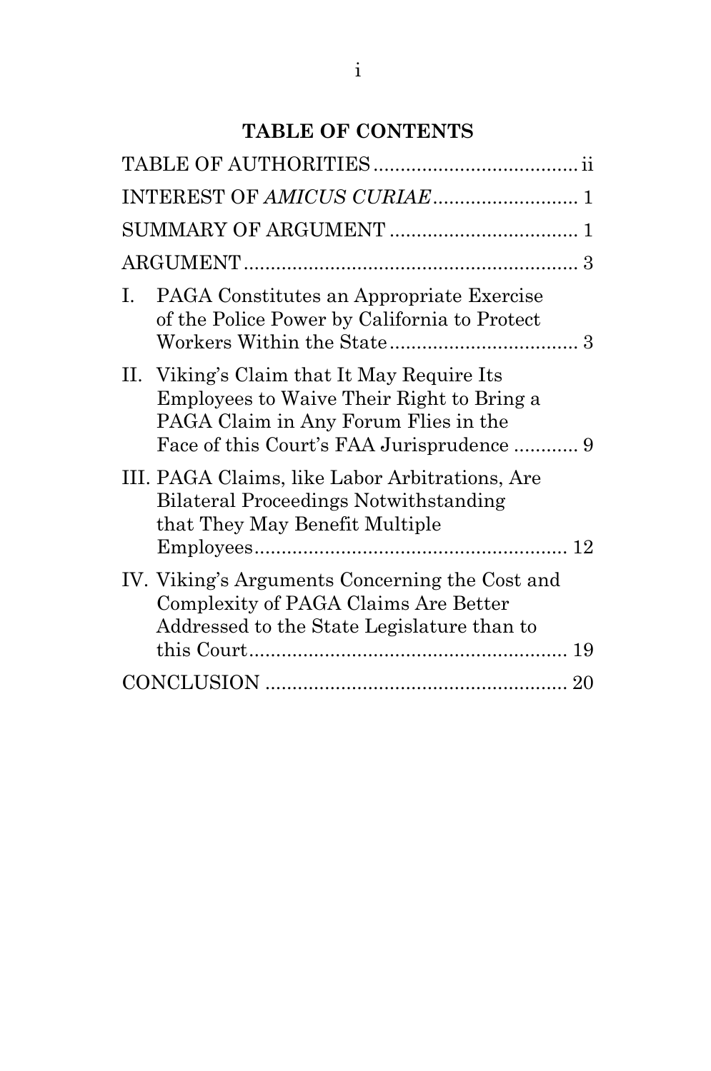## TABLE OF CONTENTS

TABLE OF AUTHORITIES ..................................... ii

INTEREST OF *AMICUS CURIAE* .......................... 1

SUMMARY OF ARGUMENT .................................. 1

ARGUMENT ............................................................ 3

I. PAGA Constitutes an Appropriate Exercise of the Police Power by California to Protect Workers Within the State .................................. 3

II. Viking's Claim that It May Require Its Employees to Waive Their Right to Bring a PAGA Claim in Any Forum Flies in the Face of this Court's FAA Jurisprudence ............ 9

III. PAGA Claims, like Labor Arbitrations, Are Bilateral Proceedings Notwithstanding that They May Benefit Multiple Employees .......................................................... 12

IV. Viking's Arguments Concerning the Cost and Complexity of PAGA Claims Are Better Addressed to the State Legislature than to this Court ........................................................... 19

CONCLUSION ....................................................... 20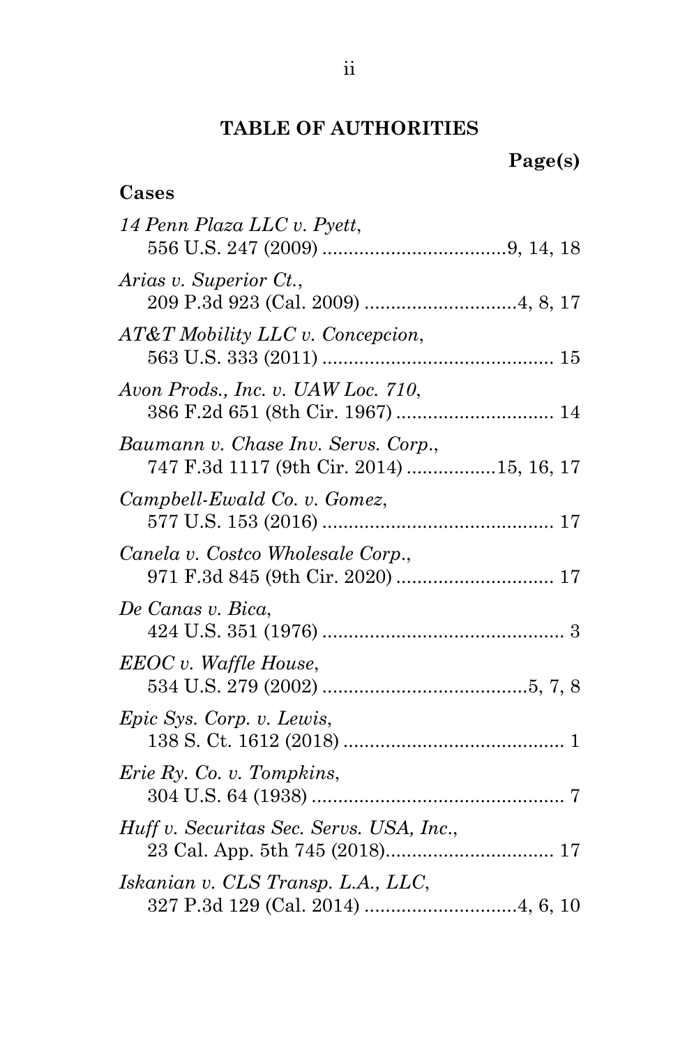## TABLE OF AUTHORITIES

**Page(s)**

**Cases**

*14 Penn Plaza LLC v. Pyett*,
556 U.S. 247 (2009) ..................................9, 14, 18

*Arias v. Superior Ct.*,
209 P.3d 923 (Cal. 2009) ............................4, 8, 17

*AT&T Mobility LLC v. Concepcion*,
563 U.S. 333 (2011) ........................................... 15

*Avon Prods., Inc. v. UAW Loc. 710*,
386 F.2d 651 (8th Cir. 1967) ............................. 14

*Baumann v. Chase Inv. Servs. Corp.*,
747 F.3d 1117 (9th Cir. 2014) ................15, 16, 17

*Campbell-Ewald Co. v. Gomez*,
577 U.S. 153 (2016) ........................................... 17

*Canela v. Costco Wholesale Corp.*,
971 F.3d 845 (9th Cir. 2020) ............................. 17

*De Canas v. Bica*,
424 U.S. 351 (1976) ............................................. 3

*EEOC v. Waffle House*,
534 U.S. 279 (2002) ......................................5, 7, 8

*Epic Sys. Corp. v. Lewis*,
138 S. Ct. 1612 (2018) .......................................... 1

*Erie Ry. Co. v. Tompkins*,
304 U.S. 64 (1938) ............................................... 7

*Huff v. Securitas Sec. Servs. USA, Inc.*,
23 Cal. App. 5th 745 (2018)............................... 17

*Iskanian v. CLS Transp. L.A., LLC*,
327 P.3d 129 (Cal. 2014) ............................4, 6, 10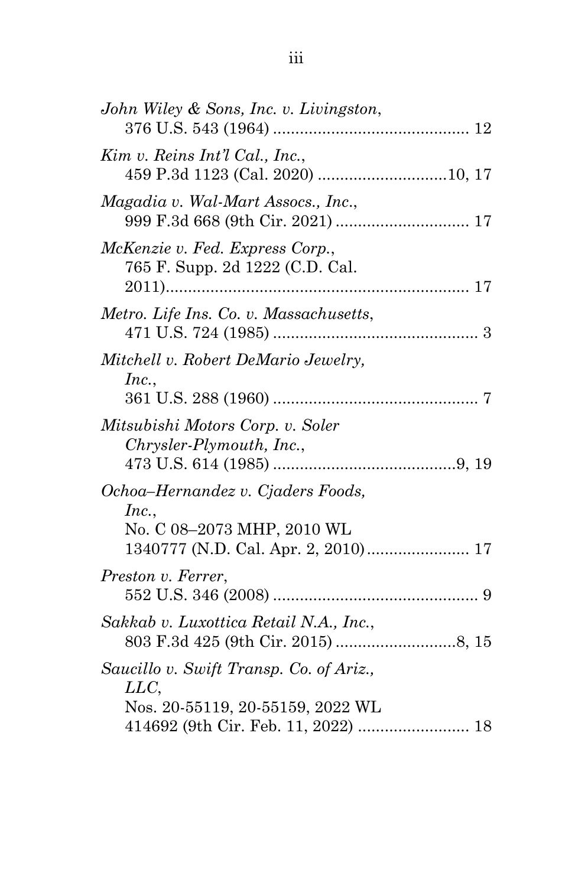*John Wiley & Sons, Inc. v. Livingston*,
376 U.S. 543 (1964) ........................................... 12

*Kim v. Reins Int'l Cal., Inc.*,
459 P.3d 1123 (Cal. 2020) ............................10, 17

*Magadia v. Wal-Mart Assocs., Inc.*,
999 F.3d 668 (9th Cir. 2021) .............................. 17

*McKenzie v. Fed. Express Corp.*,
765 F. Supp. 2d 1222 (C.D. Cal. 2011)................................................................... 17

*Metro. Life Ins. Co. v. Massachusetts*,
471 U.S. 724 (1985) ............................................. 3

*Mitchell v. Robert DeMario Jewelry, Inc.*,
361 U.S. 288 (1960) ............................................. 7

*Mitsubishi Motors Corp. v. Soler Chrysler-Plymouth, Inc.*,
473 U.S. 614 (1985) ........................................9, 19

*Ochoa–Hernandez v. Cjaders Foods, Inc.*,
No. C 08–2073 MHP, 2010 WL 1340777 (N.D. Cal. Apr. 2, 2010)...................... 17

*Preston v. Ferrer*,
552 U.S. 346 (2008) ............................................. 9

*Sakkab v. Luxottica Retail N.A., Inc.*,
803 F.3d 425 (9th Cir. 2015) ..........................8, 15

*Saucillo v. Swift Transp. Co. of Ariz., LLC*,
Nos. 20-55119, 20-55159, 2022 WL 414692 (9th Cir. Feb. 11, 2022) ........................ 18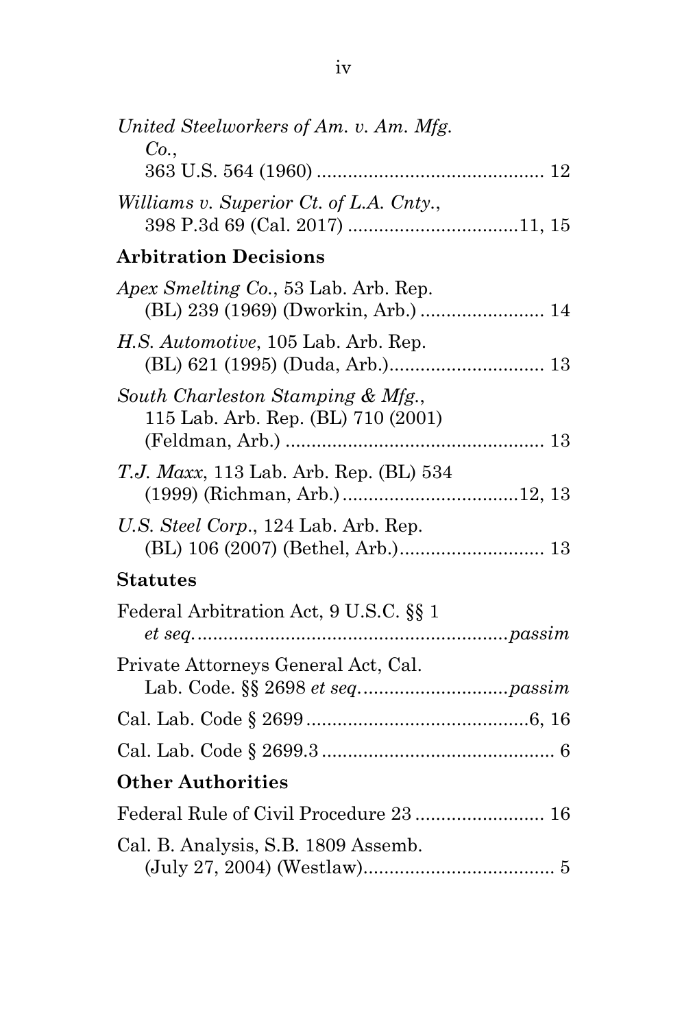*United Steelworkers of Am. v. Am. Mfg. Co.*,
363 U.S. 564 (1960) ............................................ 12

*Williams v. Superior Ct. of L.A. Cnty.*,
398 P.3d 69 (Cal. 2017) ................................11, 15

**Arbitration Decisions**

*Apex Smelting Co.*, 53 Lab. Arb. Rep. (BL) 239 (1969) (Dworkin, Arb.) ........................ 14

*H.S. Automotive*, 105 Lab. Arb. Rep. (BL) 621 (1995) (Duda, Arb.).............................. 13

*South Charleston Stamping & Mfg.*, 115 Lab. Arb. Rep. (BL) 710 (2001) (Feldman, Arb.) .................................................. 13

*T.J. Maxx*, 113 Lab. Arb. Rep. (BL) 534 (1999) (Richman, Arb.) .................................12, 13

*U.S. Steel Corp.*, 124 Lab. Arb. Rep. (BL) 106 (2007) (Bethel, Arb.)............................ 13

**Statutes**

Federal Arbitration Act, 9 U.S.C. §§ 1 *et seq.*...........................................................*passim*

Private Attorneys General Act, Cal. Lab. Code. §§ 2698 *et seq.*............................*passim*

Cal. Lab. Code § 2699...........................................6, 16

Cal. Lab. Code § 2699.3............................................. 6

**Other Authorities**

Federal Rule of Civil Procedure 23......................... 16

Cal. B. Analysis, S.B. 1809 Assemb. (July 27, 2004) (Westlaw)..................................... 5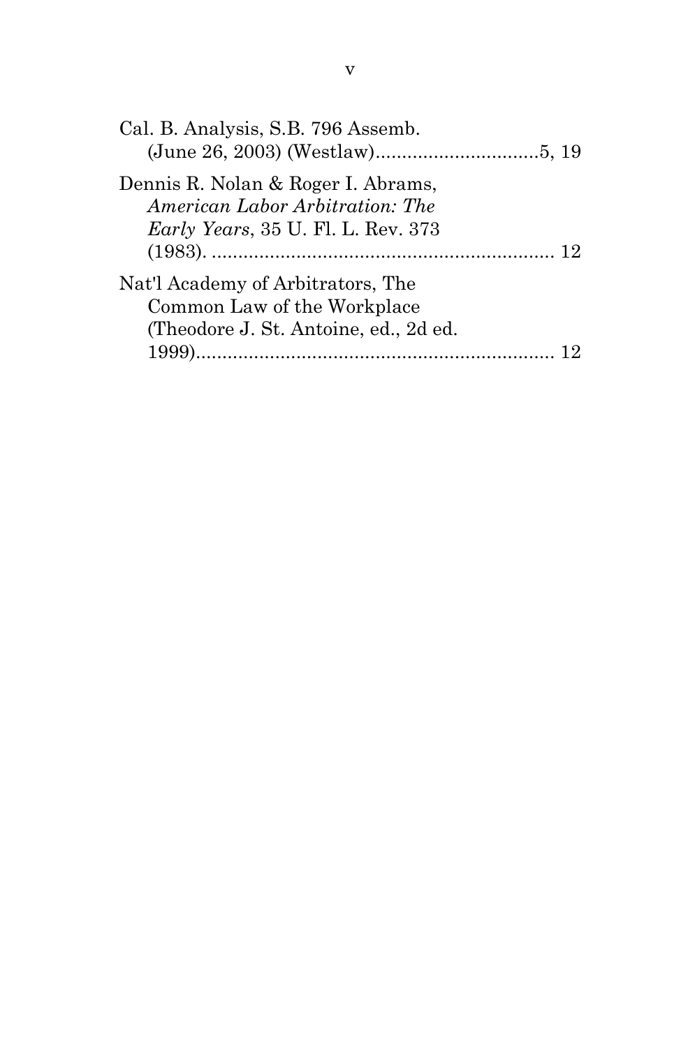Cal. B. Analysis, S.B. 796 Assemb. (June 26, 2003) (Westlaw)...............................5, 19

Dennis R. Nolan & Roger I. Abrams, *American Labor Arbitration: The Early Years*, 35 U. Fl. L. Rev. 373 (1983). .................................................................. 12

Nat'l Academy of Arbitrators, The Common Law of the Workplace (Theodore J. St. Antoine, ed., 2d ed. 1999)..................................................................... 12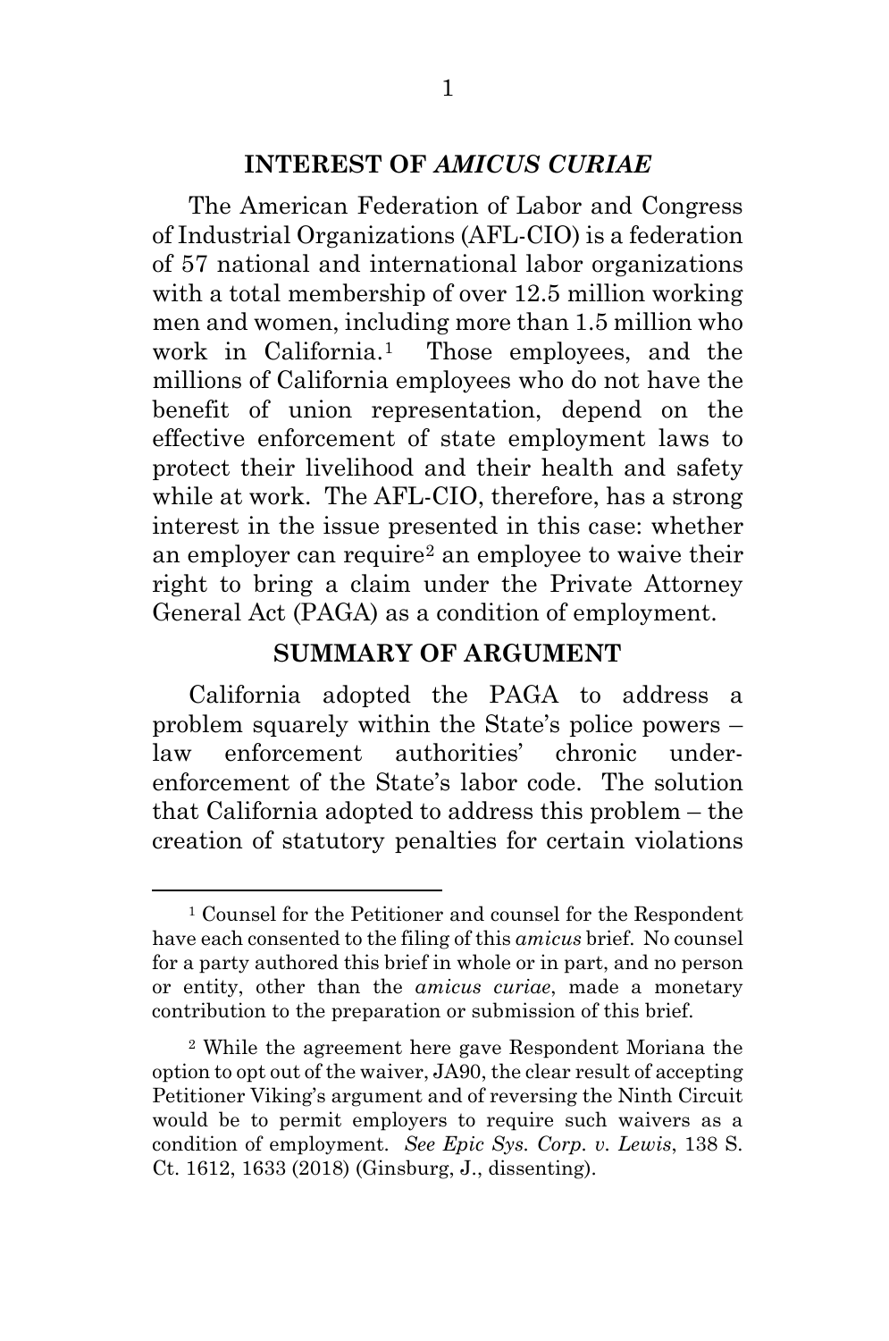## INTEREST OF *AMICUS CURIAE*

The American Federation of Labor and Congress of Industrial Organizations (AFL-CIO) is a federation of 57 national and international labor organizations with a total membership of over 12.5 million working men and women, including more than 1.5 million who work in California.[1] Those employees, and the millions of California employees who do not have the benefit of union representation, depend on the effective enforcement of state employment laws to protect their livelihood and their health and safety while at work. The AFL-CIO, therefore, has a strong interest in the issue presented in this case: whether an employer can require[2] an employee to waive their right to bring a claim under the Private Attorney General Act (PAGA) as a condition of employment.

## SUMMARY OF ARGUMENT

California adopted the PAGA to address a problem squarely within the State's police powers – law enforcement authorities' chronic under-enforcement of the State's labor code. The solution that California adopted to address this problem – the creation of statutory penalties for certain violations

---

[1] Counsel for the Petitioner and counsel for the Respondent have each consented to the filing of this *amicus* brief. No counsel for a party authored this brief in whole or in part, and no person or entity, other than the *amicus curiae*, made a monetary contribution to the preparation or submission of this brief.

[2] While the agreement here gave Respondent Moriana the option to opt out of the waiver, JA90, the clear result of accepting Petitioner Viking's argument and of reversing the Ninth Circuit would be to permit employers to require such waivers as a condition of employment. *See Epic Sys. Corp. v. Lewis*, 138 S. Ct. 1612, 1633 (2018) (Ginsburg, J., dissenting).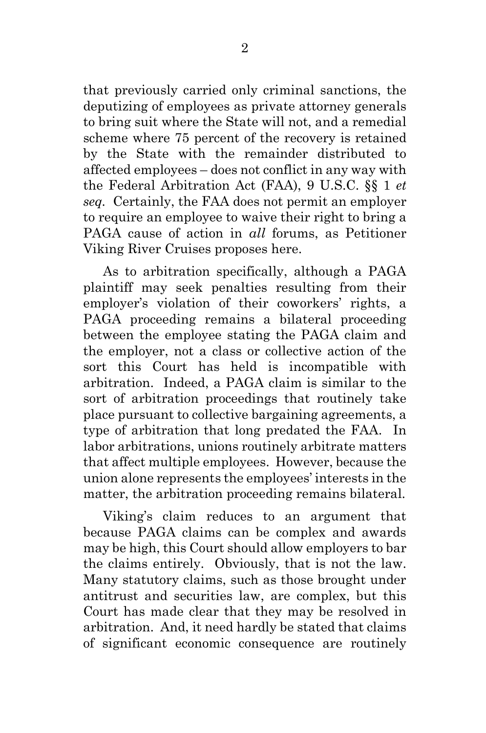that previously carried only criminal sanctions, the deputizing of employees as private attorney generals to bring suit where the State will not, and a remedial scheme where 75 percent of the recovery is retained by the State with the remainder distributed to affected employees – does not conflict in any way with the Federal Arbitration Act (FAA), 9 U.S.C. §§ 1 *et seq*. Certainly, the FAA does not permit an employer to require an employee to waive their right to bring a PAGA cause of action in *all* forums, as Petitioner Viking River Cruises proposes here.

As to arbitration specifically, although a PAGA plaintiff may seek penalties resulting from their employer's violation of their coworkers' rights, a PAGA proceeding remains a bilateral proceeding between the employee stating the PAGA claim and the employer, not a class or collective action of the sort this Court has held is incompatible with arbitration. Indeed, a PAGA claim is similar to the sort of arbitration proceedings that routinely take place pursuant to collective bargaining agreements, a type of arbitration that long predated the FAA. In labor arbitrations, unions routinely arbitrate matters that affect multiple employees. However, because the union alone represents the employees' interests in the matter, the arbitration proceeding remains bilateral.

Viking's claim reduces to an argument that because PAGA claims can be complex and awards may be high, this Court should allow employers to bar the claims entirely. Obviously, that is not the law. Many statutory claims, such as those brought under antitrust and securities law, are complex, but this Court has made clear that they may be resolved in arbitration. And, it need hardly be stated that claims of significant economic consequence are routinely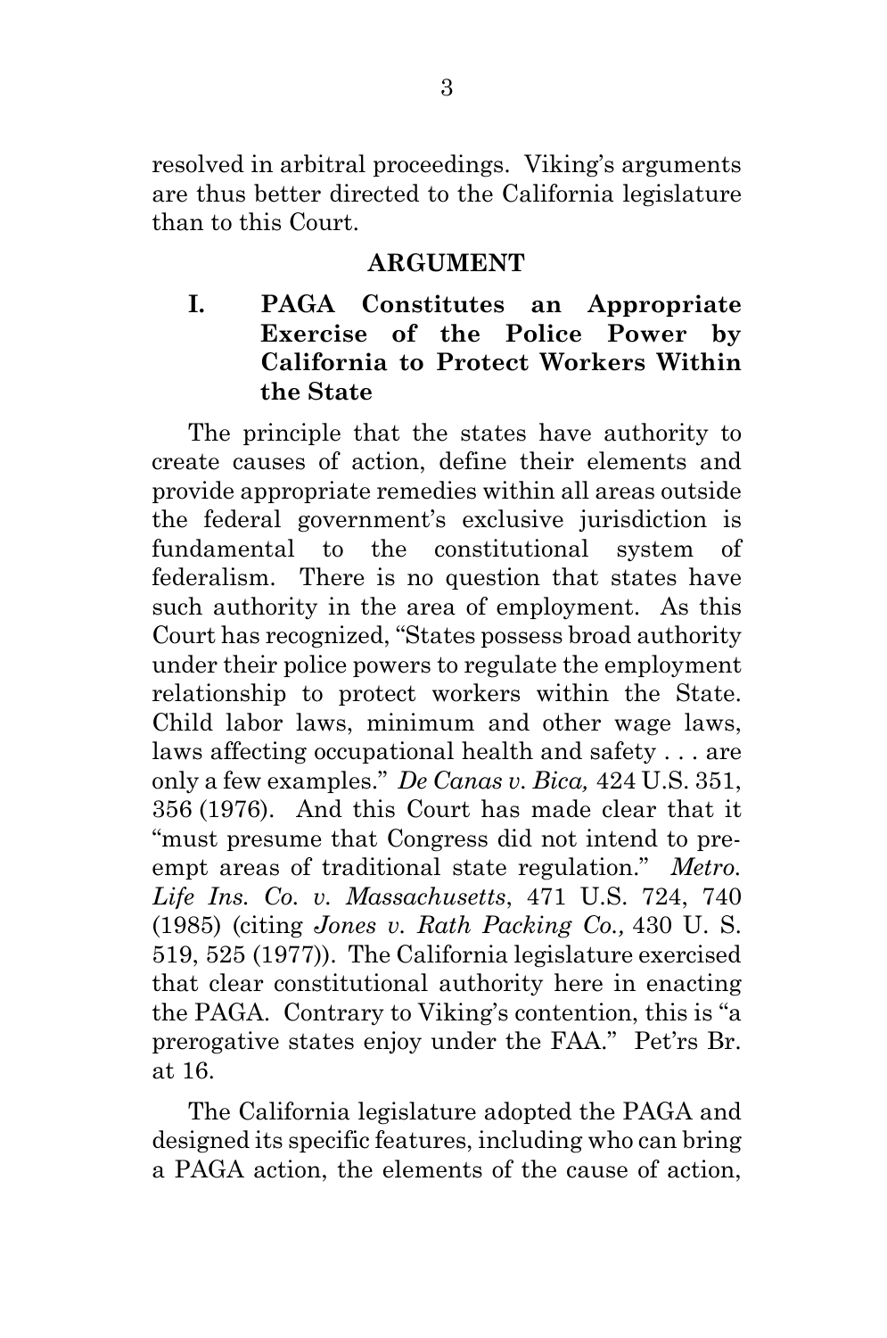resolved in arbitral proceedings. Viking's arguments are thus better directed to the California legislature than to this Court.

## ARGUMENT

### I. PAGA Constitutes an Appropriate Exercise of the Police Power by California to Protect Workers Within the State

The principle that the states have authority to create causes of action, define their elements and provide appropriate remedies within all areas outside the federal government's exclusive jurisdiction is fundamental to the constitutional system of federalism. There is no question that states have such authority in the area of employment. As this Court has recognized, "States possess broad authority under their police powers to regulate the employment relationship to protect workers within the State. Child labor laws, minimum and other wage laws, laws affecting occupational health and safety . . . are only a few examples." *De Canas v. Bica,* 424 U.S. 351, 356 (1976). And this Court has made clear that it "must presume that Congress did not intend to pre-empt areas of traditional state regulation." *Metro. Life Ins. Co. v. Massachusetts*, 471 U.S. 724, 740 (1985) (citing *Jones v. Rath Packing Co.,* 430 U. S. 519, 525 (1977)). The California legislature exercised that clear constitutional authority here in enacting the PAGA. Contrary to Viking's contention, this is "a prerogative states enjoy under the FAA." Pet'rs Br. at 16.

The California legislature adopted the PAGA and designed its specific features, including who can bring a PAGA action, the elements of the cause of action,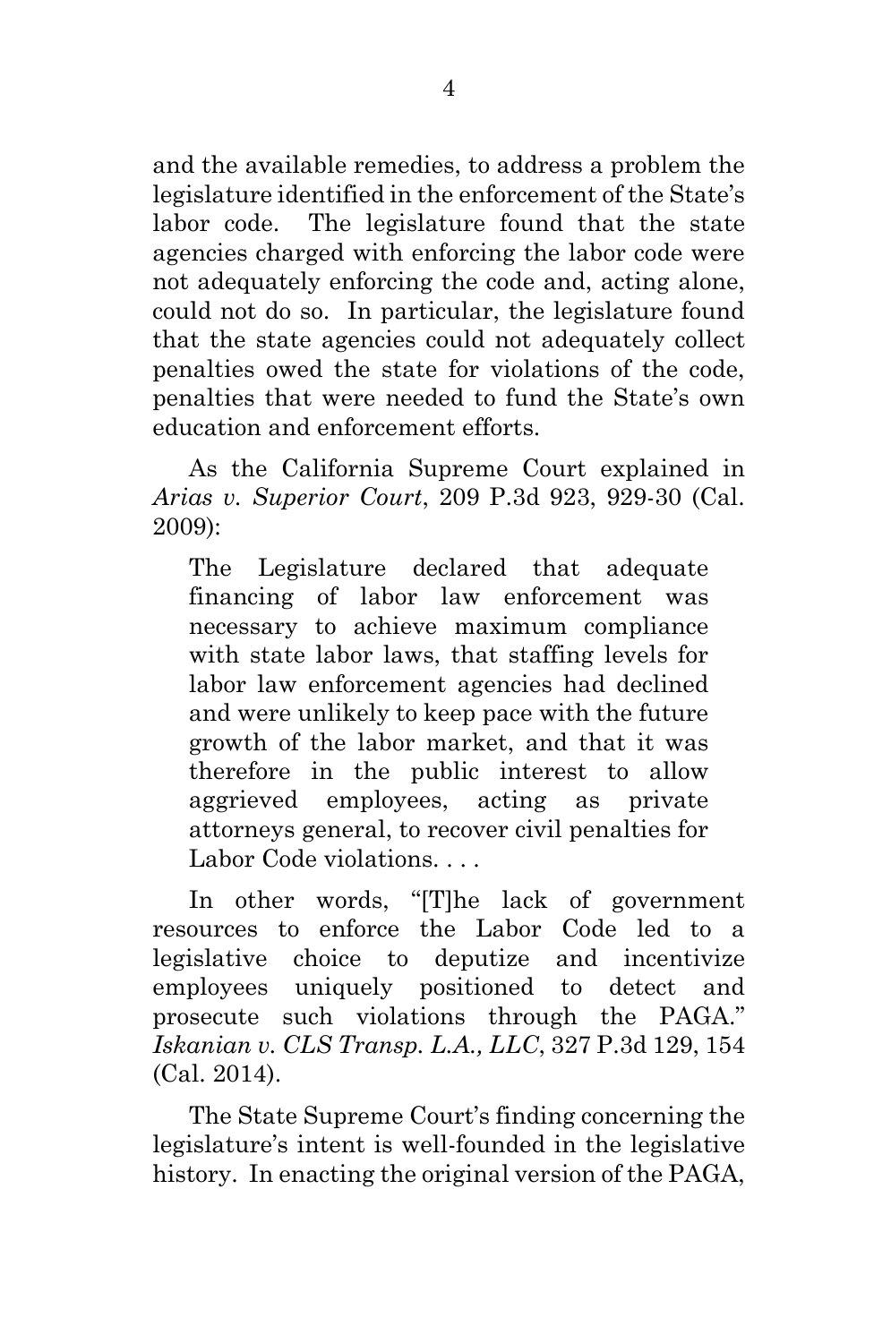and the available remedies, to address a problem the legislature identified in the enforcement of the State's labor code. The legislature found that the state agencies charged with enforcing the labor code were not adequately enforcing the code and, acting alone, could not do so. In particular, the legislature found that the state agencies could not adequately collect penalties owed the state for violations of the code, penalties that were needed to fund the State's own education and enforcement efforts.

As the California Supreme Court explained in *Arias v. Superior Court*, 209 P.3d 923, 929-30 (Cal. 2009):

> The Legislature declared that adequate financing of labor law enforcement was necessary to achieve maximum compliance with state labor laws, that staffing levels for labor law enforcement agencies had declined and were unlikely to keep pace with the future growth of the labor market, and that it was therefore in the public interest to allow aggrieved employees, acting as private attorneys general, to recover civil penalties for Labor Code violations. . . .

In other words, "[T]he lack of government resources to enforce the Labor Code led to a legislative choice to deputize and incentivize employees uniquely positioned to detect and prosecute such violations through the PAGA." *Iskanian v. CLS Transp. L.A., LLC*, 327 P.3d 129, 154 (Cal. 2014).

The State Supreme Court's finding concerning the legislature's intent is well-founded in the legislative history. In enacting the original version of the PAGA,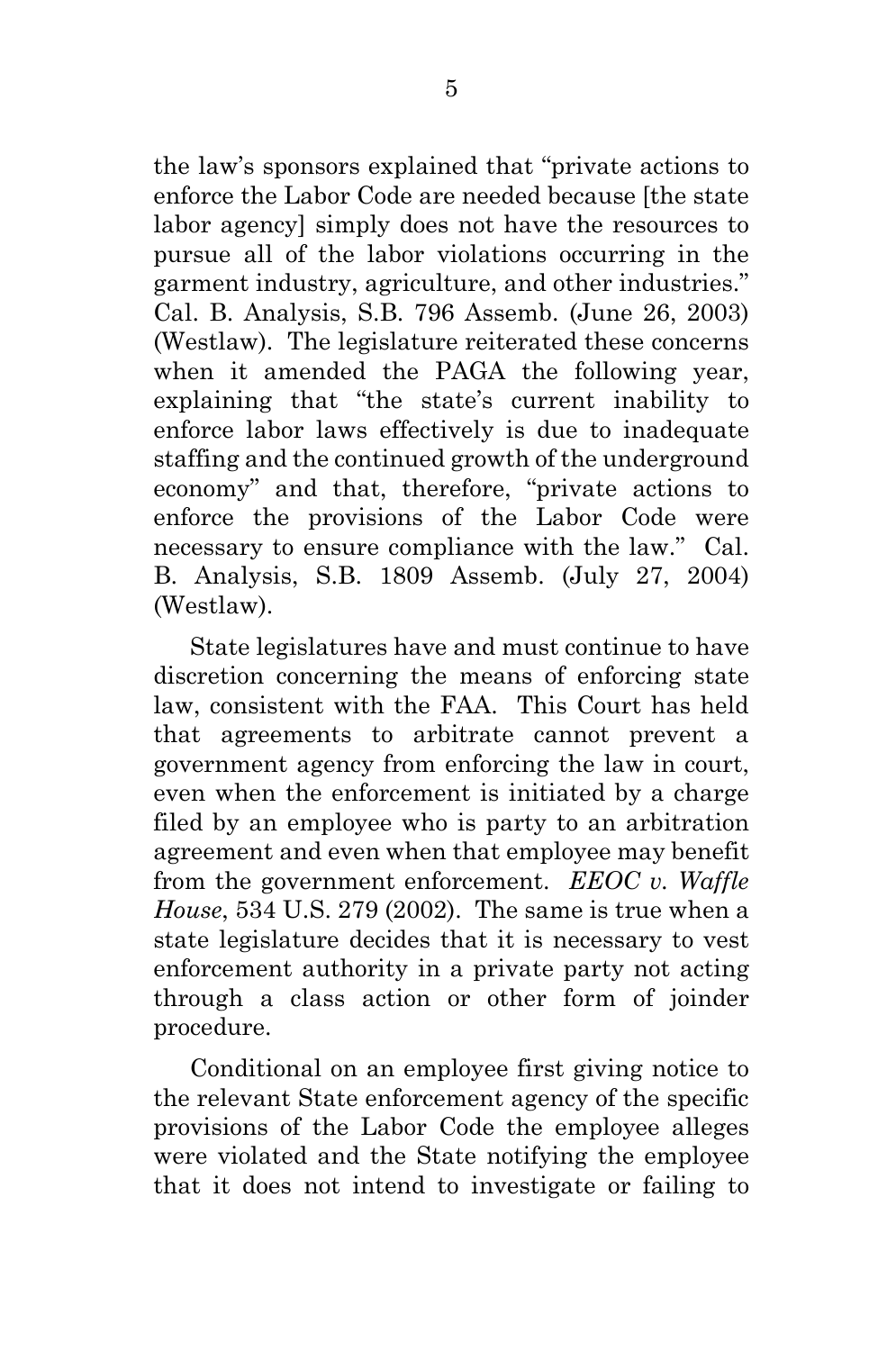the law's sponsors explained that "private actions to enforce the Labor Code are needed because [the state labor agency] simply does not have the resources to pursue all of the labor violations occurring in the garment industry, agriculture, and other industries." Cal. B. Analysis, S.B. 796 Assemb. (June 26, 2003) (Westlaw). The legislature reiterated these concerns when it amended the PAGA the following year, explaining that "the state's current inability to enforce labor laws effectively is due to inadequate staffing and the continued growth of the underground economy" and that, therefore, "private actions to enforce the provisions of the Labor Code were necessary to ensure compliance with the law." Cal. B. Analysis, S.B. 1809 Assemb. (July 27, 2004) (Westlaw).

State legislatures have and must continue to have discretion concerning the means of enforcing state law, consistent with the FAA. This Court has held that agreements to arbitrate cannot prevent a government agency from enforcing the law in court, even when the enforcement is initiated by a charge filed by an employee who is party to an arbitration agreement and even when that employee may benefit from the government enforcement. *EEOC v. Waffle House*, 534 U.S. 279 (2002). The same is true when a state legislature decides that it is necessary to vest enforcement authority in a private party not acting through a class action or other form of joinder procedure.

Conditional on an employee first giving notice to the relevant State enforcement agency of the specific provisions of the Labor Code the employee alleges were violated and the State notifying the employee that it does not intend to investigate or failing to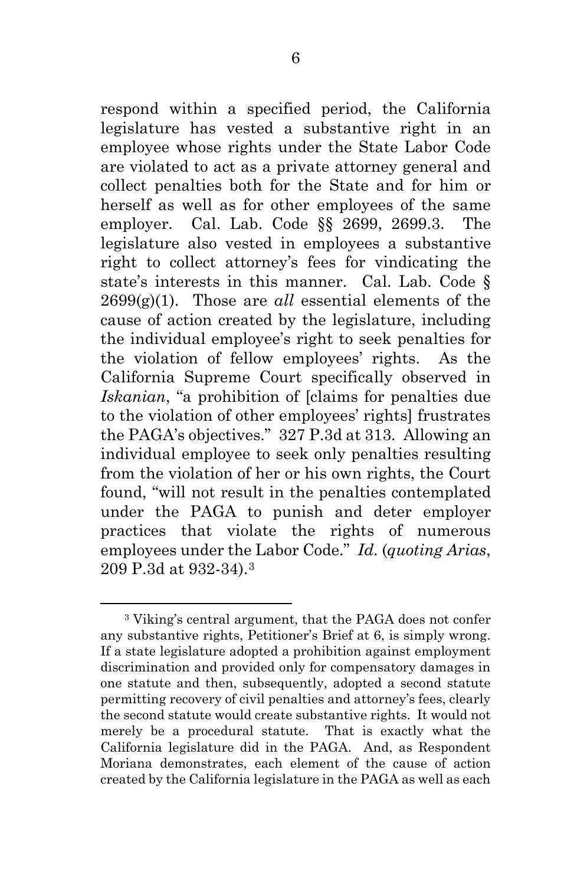respond within a specified period, the California legislature has vested a substantive right in an employee whose rights under the State Labor Code are violated to act as a private attorney general and collect penalties both for the State and for him or herself as well as for other employees of the same employer. Cal. Lab. Code §§ 2699, 2699.3. The legislature also vested in employees a substantive right to collect attorney's fees for vindicating the state's interests in this manner. Cal. Lab. Code § 2699(g)(1). Those are *all* essential elements of the cause of action created by the legislature, including the individual employee's right to seek penalties for the violation of fellow employees' rights. As the California Supreme Court specifically observed in *Iskanian*, "a prohibition of [claims for penalties due to the violation of other employees' rights] frustrates the PAGA's objectives." 327 P.3d at 313. Allowing an individual employee to seek only penalties resulting from the violation of her or his own rights, the Court found, "will not result in the penalties contemplated under the PAGA to punish and deter employer practices that violate the rights of numerous employees under the Labor Code." *Id.* (*quoting Arias*, 209 P.3d at 932-34).[3]

---

[3] Viking's central argument, that the PAGA does not confer any substantive rights, Petitioner's Brief at 6, is simply wrong. If a state legislature adopted a prohibition against employment discrimination and provided only for compensatory damages in one statute and then, subsequently, adopted a second statute permitting recovery of civil penalties and attorney's fees, clearly the second statute would create substantive rights. It would not merely be a procedural statute. That is exactly what the California legislature did in the PAGA. And, as Respondent Moriana demonstrates, each element of the cause of action created by the California legislature in the PAGA as well as each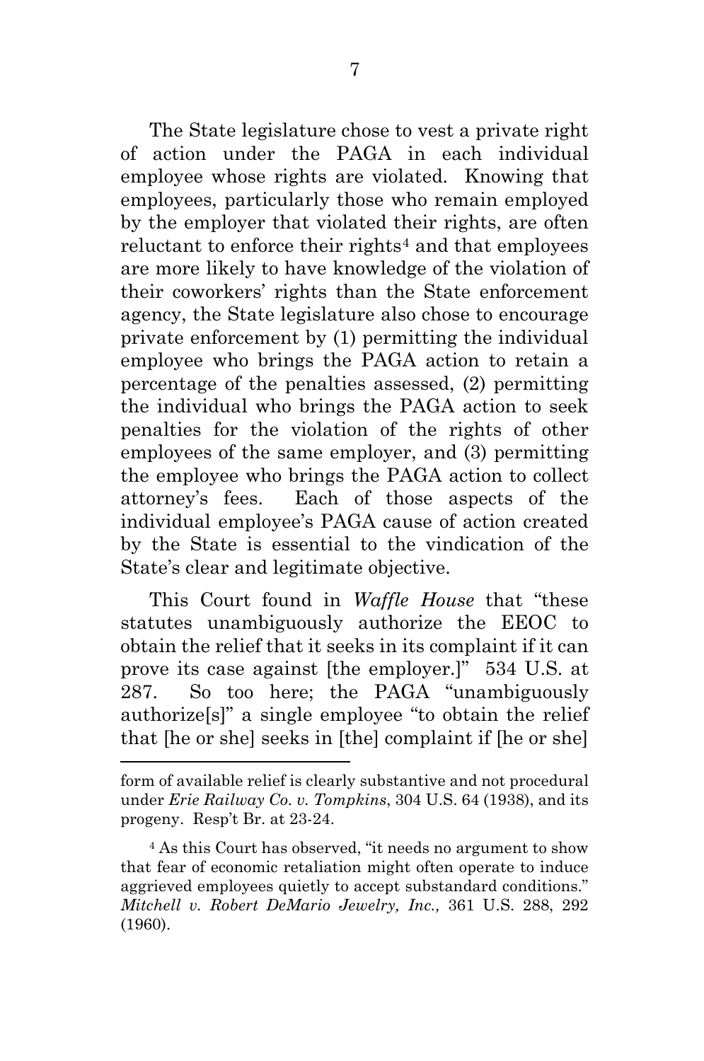The State legislature chose to vest a private right of action under the PAGA in each individual employee whose rights are violated. Knowing that employees, particularly those who remain employed by the employer that violated their rights, are often reluctant to enforce their rights[4] and that employees are more likely to have knowledge of the violation of their coworkers' rights than the State enforcement agency, the State legislature also chose to encourage private enforcement by (1) permitting the individual employee who brings the PAGA action to retain a percentage of the penalties assessed, (2) permitting the individual who brings the PAGA action to seek penalties for the violation of the rights of other employees of the same employer, and (3) permitting the employee who brings the PAGA action to collect attorney's fees. Each of those aspects of the individual employee's PAGA cause of action created by the State is essential to the vindication of the State's clear and legitimate objective.

This Court found in *Waffle House* that "these statutes unambiguously authorize the EEOC to obtain the relief that it seeks in its complaint if it can prove its case against [the employer.]" 534 U.S. at 287. So too here; the PAGA "unambiguously authorize[s]" a single employee "to obtain the relief that [he or she] seeks in [the] complaint if [he or she]

---

form of available relief is clearly substantive and not procedural under *Erie Railway Co. v. Tompkins*, 304 U.S. 64 (1938), and its progeny. Resp't Br. at 23-24.

[4] As this Court has observed, "it needs no argument to show that fear of economic retaliation might often operate to induce aggrieved employees quietly to accept substandard conditions." *Mitchell v. Robert DeMario Jewelry, Inc.,* 361 U.S. 288, 292 (1960).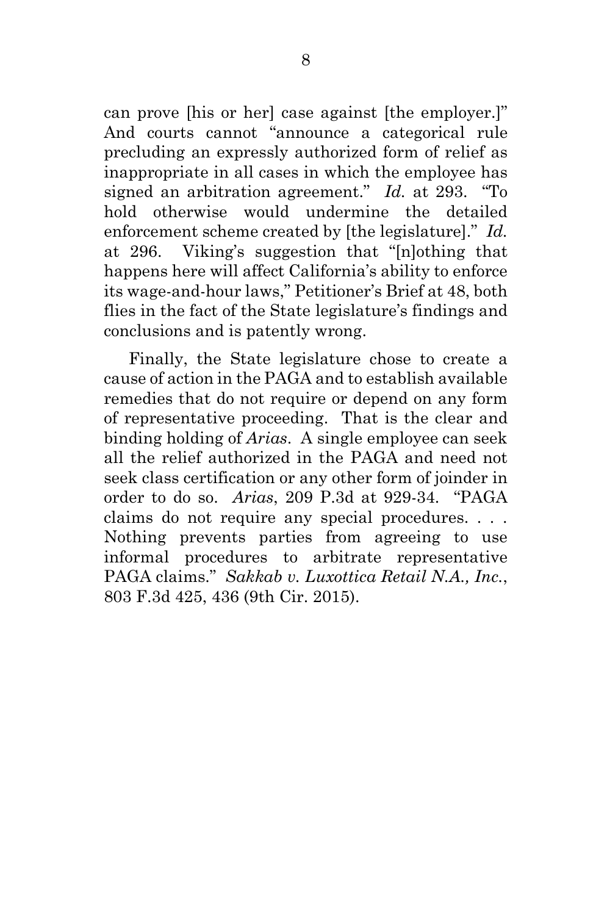can prove [his or her] case against [the employer.]" And courts cannot "announce a categorical rule precluding an expressly authorized form of relief as inappropriate in all cases in which the employee has signed an arbitration agreement." *Id.* at 293. "To hold otherwise would undermine the detailed enforcement scheme created by [the legislature]." *Id.* at 296. Viking's suggestion that "[n]othing that happens here will affect California's ability to enforce its wage-and-hour laws," Petitioner's Brief at 48, both flies in the fact of the State legislature's findings and conclusions and is patently wrong.

Finally, the State legislature chose to create a cause of action in the PAGA and to establish available remedies that do not require or depend on any form of representative proceeding. That is the clear and binding holding of *Arias*. A single employee can seek all the relief authorized in the PAGA and need not seek class certification or any other form of joinder in order to do so. *Arias*, 209 P.3d at 929-34. "PAGA claims do not require any special procedures. . . . Nothing prevents parties from agreeing to use informal procedures to arbitrate representative PAGA claims." *Sakkab v. Luxottica Retail N.A., Inc.*, 803 F.3d 425, 436 (9th Cir. 2015).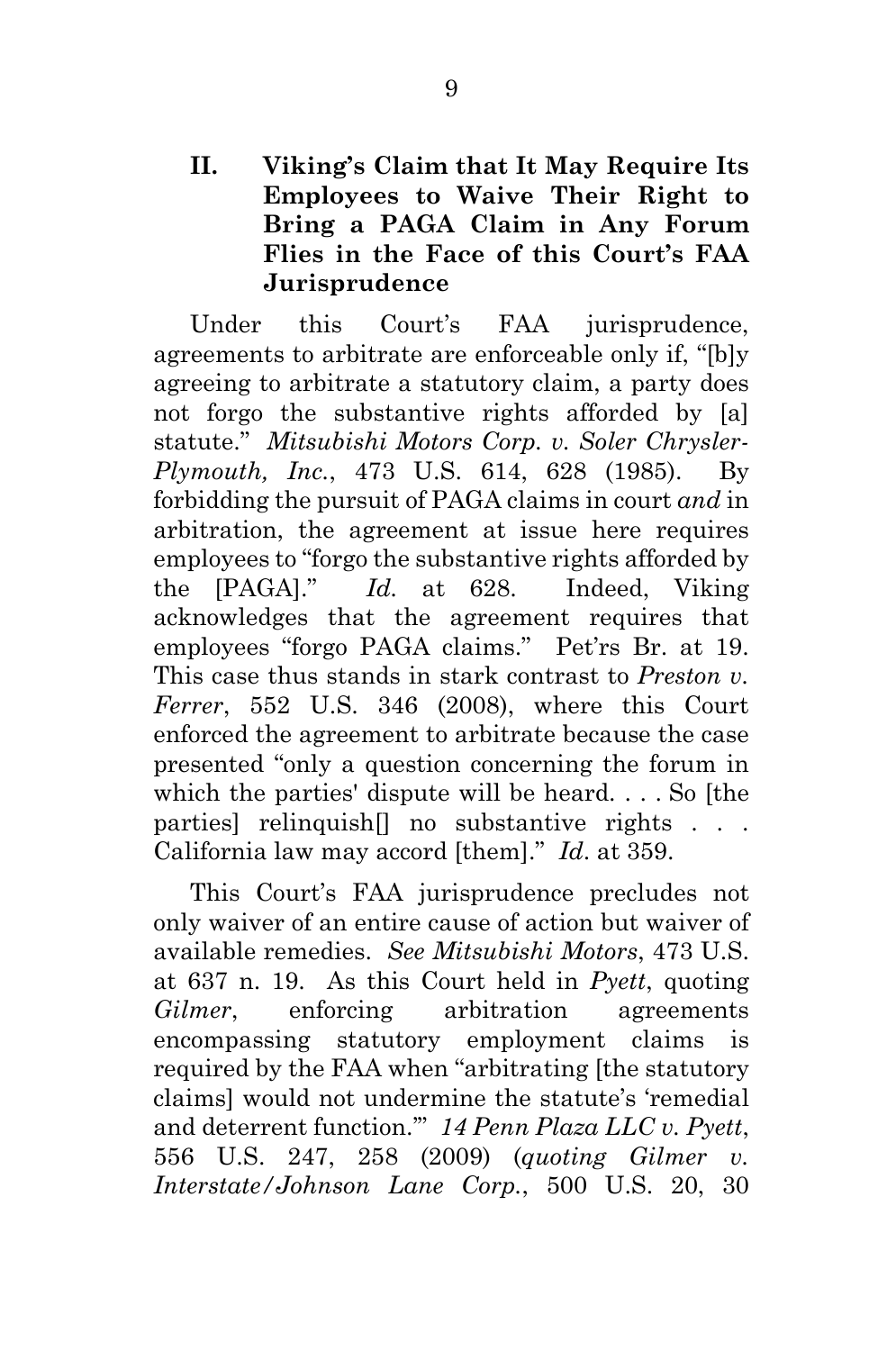## II. Viking's Claim that It May Require Its Employees to Waive Their Right to Bring a PAGA Claim in Any Forum Flies in the Face of this Court's FAA Jurisprudence

Under this Court's FAA jurisprudence, agreements to arbitrate are enforceable only if, "[b]y agreeing to arbitrate a statutory claim, a party does not forgo the substantive rights afforded by [a] statute." *Mitsubishi Motors Corp. v. Soler Chrysler-Plymouth, Inc.*, 473 U.S. 614, 628 (1985). By forbidding the pursuit of PAGA claims in court *and* in arbitration, the agreement at issue here requires employees to "forgo the substantive rights afforded by the [PAGA]." *Id.* at 628. Indeed, Viking acknowledges that the agreement requires that employees "forgo PAGA claims." Pet'rs Br. at 19. This case thus stands in stark contrast to *Preston v. Ferrer*, 552 U.S. 346 (2008), where this Court enforced the agreement to arbitrate because the case presented "only a question concerning the forum in which the parties' dispute will be heard. . . . So [the parties] relinquish[] no substantive rights . . . California law may accord [them]." *Id.* at 359.

This Court's FAA jurisprudence precludes not only waiver of an entire cause of action but waiver of available remedies. *See Mitsubishi Motors*, 473 U.S. at 637 n. 19. As this Court held in *Pyett*, quoting *Gilmer*, enforcing arbitration agreements encompassing statutory employment claims is required by the FAA when "arbitrating [the statutory claims] would not undermine the statute's 'remedial and deterrent function.'" *14 Penn Plaza LLC v. Pyett*, 556 U.S. 247, 258 (2009) (*quoting Gilmer v. Interstate/Johnson Lane Corp.*, 500 U.S. 20, 30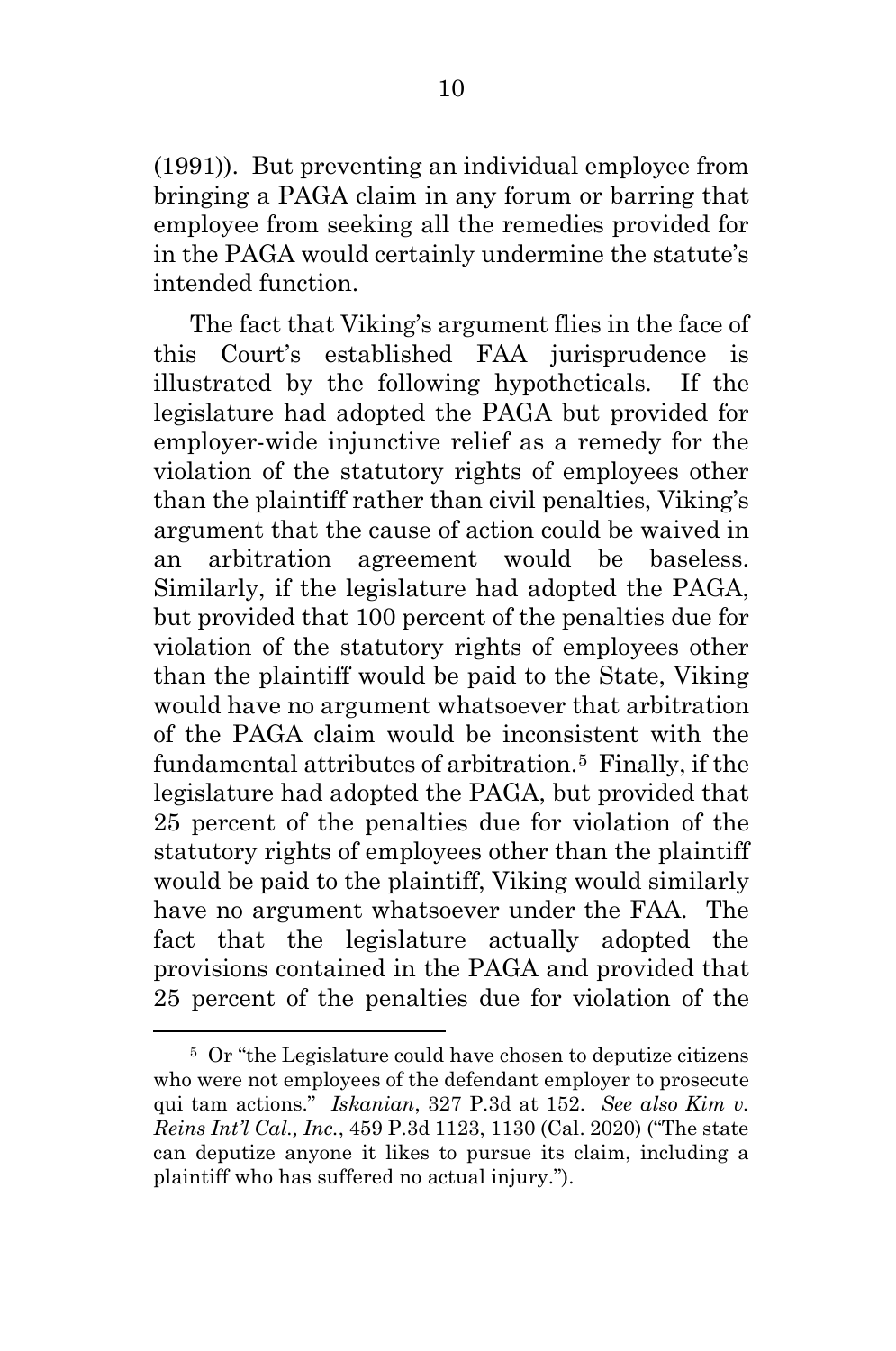(1991)). But preventing an individual employee from bringing a PAGA claim in any forum or barring that employee from seeking all the remedies provided for in the PAGA would certainly undermine the statute's intended function.

The fact that Viking's argument flies in the face of this Court's established FAA jurisprudence is illustrated by the following hypotheticals. If the legislature had adopted the PAGA but provided for employer-wide injunctive relief as a remedy for the violation of the statutory rights of employees other than the plaintiff rather than civil penalties, Viking's argument that the cause of action could be waived in an arbitration agreement would be baseless. Similarly, if the legislature had adopted the PAGA, but provided that 100 percent of the penalties due for violation of the statutory rights of employees other than the plaintiff would be paid to the State, Viking would have no argument whatsoever that arbitration of the PAGA claim would be inconsistent with the fundamental attributes of arbitration.[5] Finally, if the legislature had adopted the PAGA, but provided that 25 percent of the penalties due for violation of the statutory rights of employees other than the plaintiff would be paid to the plaintiff, Viking would similarly have no argument whatsoever under the FAA. The fact that the legislature actually adopted the provisions contained in the PAGA and provided that 25 percent of the penalties due for violation of the

---

[5] Or "the Legislature could have chosen to deputize citizens who were not employees of the defendant employer to prosecute qui tam actions." *Iskanian*, 327 P.3d at 152. *See also Kim v. Reins Int'l Cal., Inc.*, 459 P.3d 1123, 1130 (Cal. 2020) ("The state can deputize anyone it likes to pursue its claim, including a plaintiff who has suffered no actual injury.").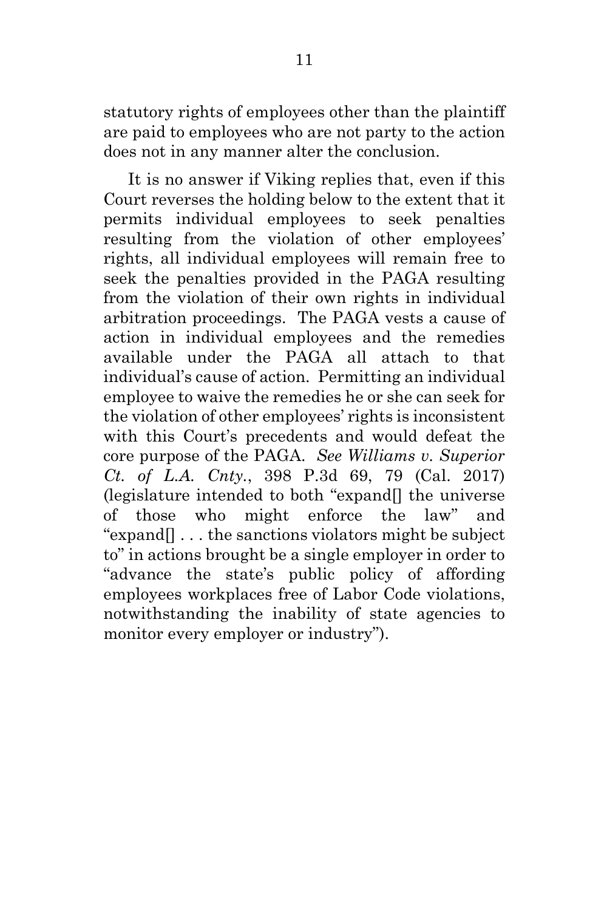statutory rights of employees other than the plaintiff are paid to employees who are not party to the action does not in any manner alter the conclusion.

It is no answer if Viking replies that, even if this Court reverses the holding below to the extent that it permits individual employees to seek penalties resulting from the violation of other employees' rights, all individual employees will remain free to seek the penalties provided in the PAGA resulting from the violation of their own rights in individual arbitration proceedings. The PAGA vests a cause of action in individual employees and the remedies available under the PAGA all attach to that individual's cause of action. Permitting an individual employee to waive the remedies he or she can seek for the violation of other employees' rights is inconsistent with this Court's precedents and would defeat the core purpose of the PAGA. *See Williams v. Superior Ct. of L.A. Cnty.*, 398 P.3d 69, 79 (Cal. 2017) (legislature intended to both "expand[] the universe of those who might enforce the law" and "expand[] . . . the sanctions violators might be subject to" in actions brought be a single employer in order to "advance the state's public policy of affording employees workplaces free of Labor Code violations, notwithstanding the inability of state agencies to monitor every employer or industry").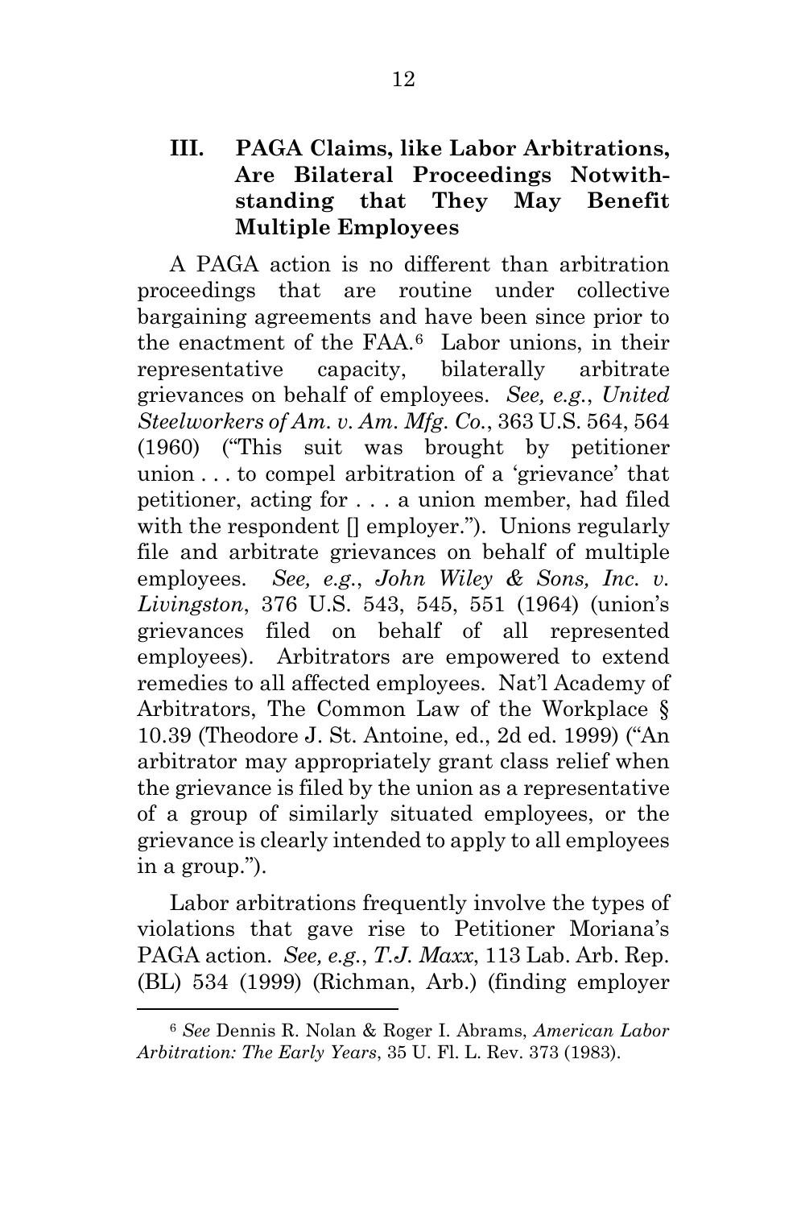### III. PAGA Claims, like Labor Arbitrations, Are Bilateral Proceedings Notwithstanding that They May Benefit Multiple Employees

A PAGA action is no different than arbitration proceedings that are routine under collective bargaining agreements and have been since prior to the enactment of the FAA.[6] Labor unions, in their representative capacity, bilaterally arbitrate grievances on behalf of employees. *See, e.g.*, *United Steelworkers of Am. v. Am. Mfg. Co.*, 363 U.S. 564, 564 (1960) ("This suit was brought by petitioner union . . . to compel arbitration of a 'grievance' that petitioner, acting for . . . a union member, had filed with the respondent [] employer."). Unions regularly file and arbitrate grievances on behalf of multiple employees. *See, e.g.*, *John Wiley & Sons, Inc. v. Livingston*, 376 U.S. 543, 545, 551 (1964) (union's grievances filed on behalf of all represented employees). Arbitrators are empowered to extend remedies to all affected employees. Nat'l Academy of Arbitrators, The Common Law of the Workplace § 10.39 (Theodore J. St. Antoine, ed., 2d ed. 1999) ("An arbitrator may appropriately grant class relief when the grievance is filed by the union as a representative of a group of similarly situated employees, or the grievance is clearly intended to apply to all employees in a group.").

Labor arbitrations frequently involve the types of violations that gave rise to Petitioner Moriana's PAGA action. *See, e.g.*, *T.J. Maxx*, 113 Lab. Arb. Rep. (BL) 534 (1999) (Richman, Arb.) (finding employer

---

[6] *See* Dennis R. Nolan & Roger I. Abrams, *American Labor Arbitration: The Early Years*, 35 U. Fl. L. Rev. 373 (1983).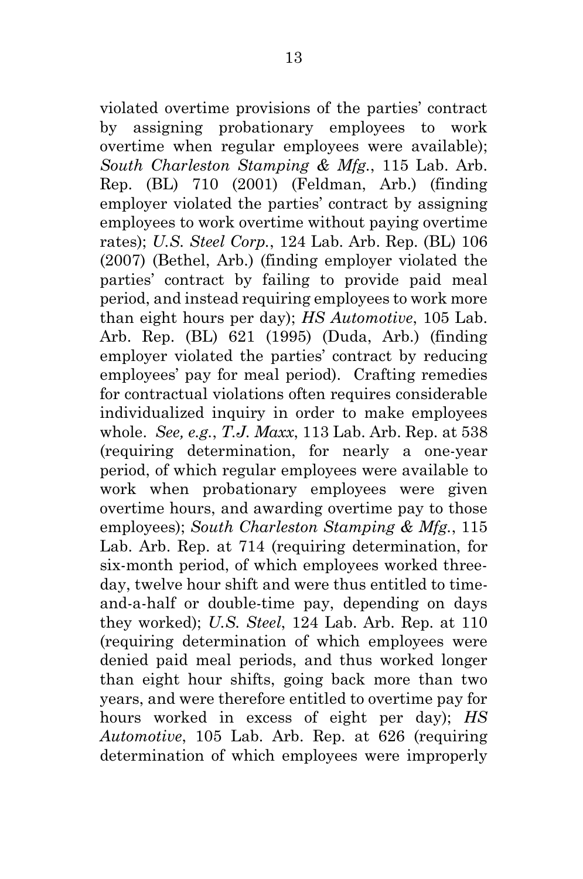violated overtime provisions of the parties' contract by assigning probationary employees to work overtime when regular employees were available); *South Charleston Stamping & Mfg.*, 115 Lab. Arb. Rep. (BL) 710 (2001) (Feldman, Arb.) (finding employer violated the parties' contract by assigning employees to work overtime without paying overtime rates); *U.S. Steel Corp.*, 124 Lab. Arb. Rep. (BL) 106 (2007) (Bethel, Arb.) (finding employer violated the parties' contract by failing to provide paid meal period, and instead requiring employees to work more than eight hours per day); *HS Automotive*, 105 Lab. Arb. Rep. (BL) 621 (1995) (Duda, Arb.) (finding employer violated the parties' contract by reducing employees' pay for meal period). Crafting remedies for contractual violations often requires considerable individualized inquiry in order to make employees whole. *See, e.g.*, *T.J. Maxx*, 113 Lab. Arb. Rep. at 538 (requiring determination, for nearly a one-year period, of which regular employees were available to work when probationary employees were given overtime hours, and awarding overtime pay to those employees); *South Charleston Stamping & Mfg.*, 115 Lab. Arb. Rep. at 714 (requiring determination, for six-month period, of which employees worked three-day, twelve hour shift and were thus entitled to time-and-a-half or double-time pay, depending on days they worked); *U.S. Steel*, 124 Lab. Arb. Rep. at 110 (requiring determination of which employees were denied paid meal periods, and thus worked longer than eight hour shifts, going back more than two years, and were therefore entitled to overtime pay for hours worked in excess of eight per day); *HS Automotive*, 105 Lab. Arb. Rep. at 626 (requiring determination of which employees were improperly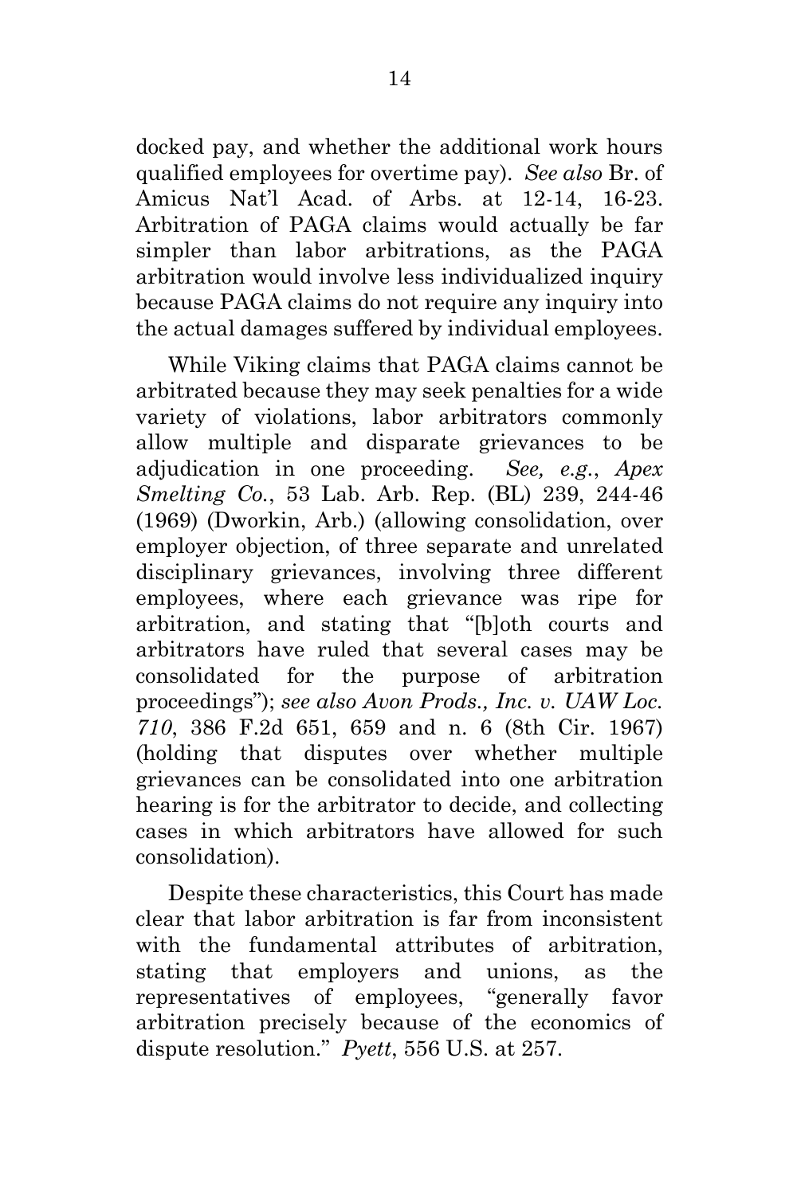docked pay, and whether the additional work hours qualified employees for overtime pay). *See also* Br. of Amicus Nat'l Acad. of Arbs. at 12-14, 16-23. Arbitration of PAGA claims would actually be far simpler than labor arbitrations, as the PAGA arbitration would involve less individualized inquiry because PAGA claims do not require any inquiry into the actual damages suffered by individual employees.

While Viking claims that PAGA claims cannot be arbitrated because they may seek penalties for a wide variety of violations, labor arbitrators commonly allow multiple and disparate grievances to be adjudication in one proceeding. *See, e.g.*, *Apex Smelting Co.*, 53 Lab. Arb. Rep. (BL) 239, 244-46 (1969) (Dworkin, Arb.) (allowing consolidation, over employer objection, of three separate and unrelated disciplinary grievances, involving three different employees, where each grievance was ripe for arbitration, and stating that "[b]oth courts and arbitrators have ruled that several cases may be consolidated for the purpose of arbitration proceedings"); *see also Avon Prods., Inc. v. UAW Loc. 710*, 386 F.2d 651, 659 and n. 6 (8th Cir. 1967) (holding that disputes over whether multiple grievances can be consolidated into one arbitration hearing is for the arbitrator to decide, and collecting cases in which arbitrators have allowed for such consolidation).

Despite these characteristics, this Court has made clear that labor arbitration is far from inconsistent with the fundamental attributes of arbitration, stating that employers and unions, as the representatives of employees, "generally favor arbitration precisely because of the economics of dispute resolution." *Pyett*, 556 U.S. at 257.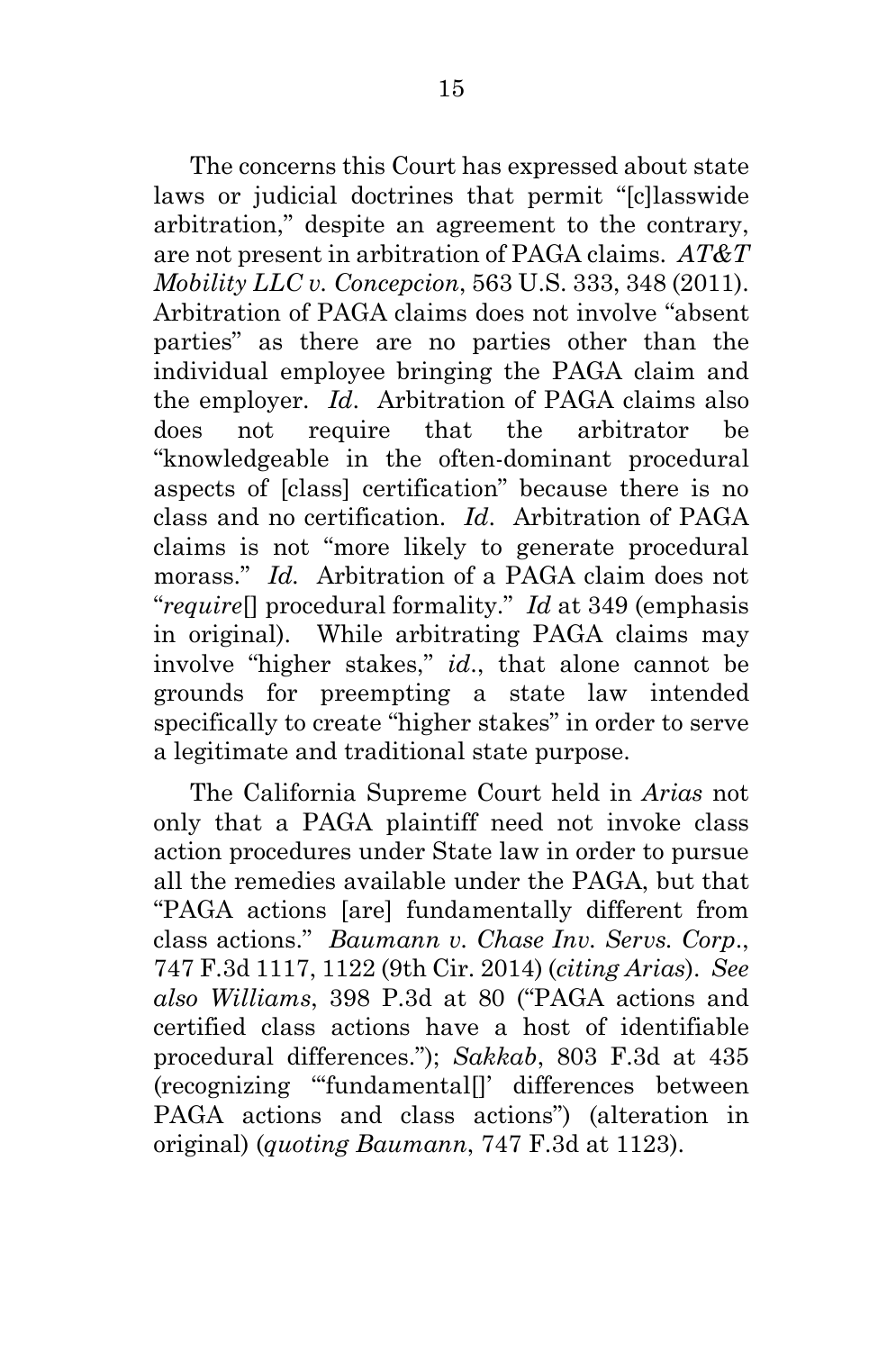The concerns this Court has expressed about state laws or judicial doctrines that permit "[c]lasswide arbitration," despite an agreement to the contrary, are not present in arbitration of PAGA claims. *AT&T Mobility LLC v. Concepcion*, 563 U.S. 333, 348 (2011). Arbitration of PAGA claims does not involve "absent parties" as there are no parties other than the individual employee bringing the PAGA claim and the employer. *Id*. Arbitration of PAGA claims also does not require that the arbitrator be "knowledgeable in the often-dominant procedural aspects of [class] certification" because there is no class and no certification. *Id*. Arbitration of PAGA claims is not "more likely to generate procedural morass." *Id.* Arbitration of a PAGA claim does not "*require*[] procedural formality." *Id* at 349 (emphasis in original). While arbitrating PAGA claims may involve "higher stakes," *id*., that alone cannot be grounds for preempting a state law intended specifically to create "higher stakes" in order to serve a legitimate and traditional state purpose.

The California Supreme Court held in *Arias* not only that a PAGA plaintiff need not invoke class action procedures under State law in order to pursue all the remedies available under the PAGA, but that "PAGA actions [are] fundamentally different from class actions." *Baumann v. Chase Inv. Servs. Corp*., 747 F.3d 1117, 1122 (9th Cir. 2014) (*citing Arias*). *See also Williams*, 398 P.3d at 80 ("PAGA actions and certified class actions have a host of identifiable procedural differences."); *Sakkab*, 803 F.3d at 435 (recognizing "'fundamental[]' differences between PAGA actions and class actions") (alteration in original) (*quoting Baumann*, 747 F.3d at 1123).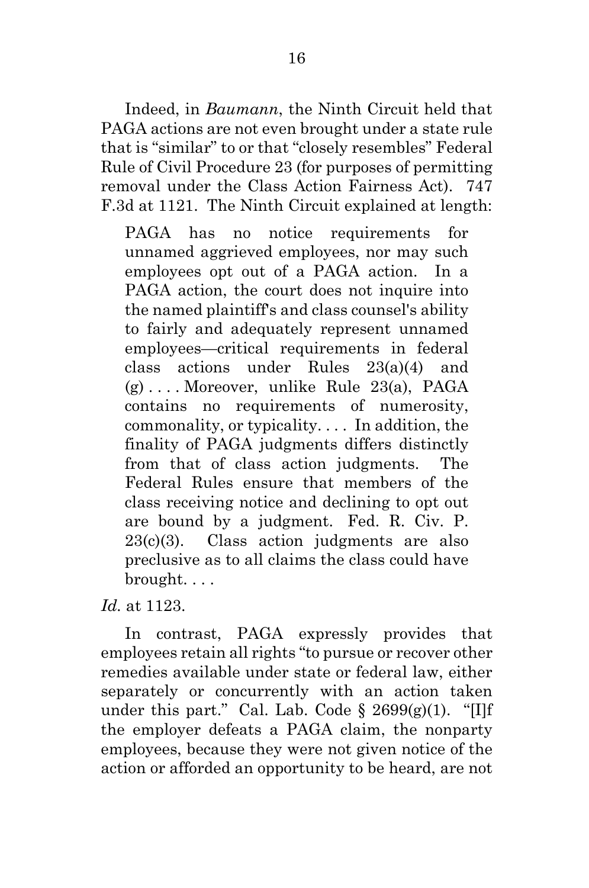Indeed, in *Baumann*, the Ninth Circuit held that PAGA actions are not even brought under a state rule that is "similar" to or that "closely resembles" Federal Rule of Civil Procedure 23 (for purposes of permitting removal under the Class Action Fairness Act). 747 F.3d at 1121. The Ninth Circuit explained at length:

> PAGA has no notice requirements for unnamed aggrieved employees, nor may such employees opt out of a PAGA action. In a PAGA action, the court does not inquire into the named plaintiff's and class counsel's ability to fairly and adequately represent unnamed employees—critical requirements in federal class actions under Rules 23(a)(4) and (g) . . . . Moreover, unlike Rule 23(a), PAGA contains no requirements of numerosity, commonality, or typicality. . . . In addition, the finality of PAGA judgments differs distinctly from that of class action judgments. The Federal Rules ensure that members of the class receiving notice and declining to opt out are bound by a judgment. Fed. R. Civ. P. 23(c)(3). Class action judgments are also preclusive as to all claims the class could have brought. . . .

*Id.* at 1123.

In contrast, PAGA expressly provides that employees retain all rights "to pursue or recover other remedies available under state or federal law, either separately or concurrently with an action taken under this part." Cal. Lab. Code § 2699(g)(1). "[I]f the employer defeats a PAGA claim, the nonparty employees, because they were not given notice of the action or afforded an opportunity to be heard, are not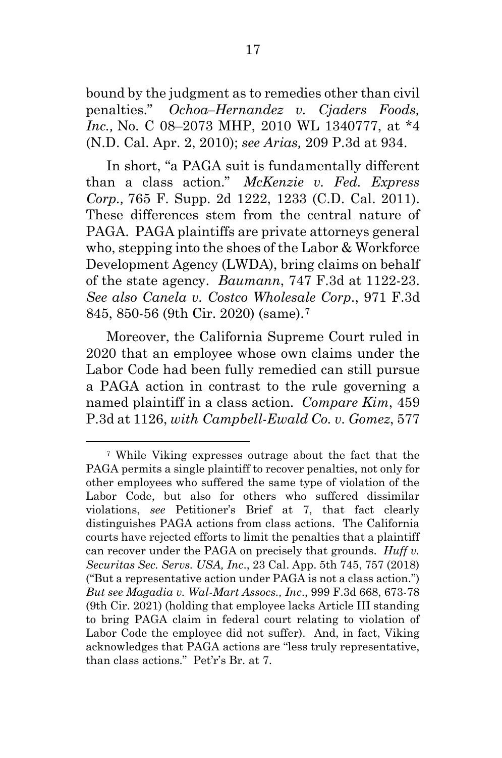bound by the judgment as to remedies other than civil penalties." *Ochoa–Hernandez v. Cjaders Foods, Inc.,* No. C 08–2073 MHP, 2010 WL 1340777, at *4 (N.D. Cal. Apr. 2, 2010); *see Arias,* 209 P.3d at 934.

In short, "a PAGA suit is fundamentally different than a class action." *McKenzie v. Fed. Express Corp.,* 765 F. Supp. 2d 1222, 1233 (C.D. Cal. 2011). These differences stem from the central nature of PAGA. PAGA plaintiffs are private attorneys general who, stepping into the shoes of the Labor & Workforce Development Agency (LWDA), bring claims on behalf of the state agency. *Baumann*, 747 F.3d at 1122-23. *See also Canela v. Costco Wholesale Corp*., 971 F.3d 845, 850-56 (9th Cir. 2020) (same).[7]

Moreover, the California Supreme Court ruled in 2020 that an employee whose own claims under the Labor Code had been fully remedied can still pursue a PAGA action in contrast to the rule governing a named plaintiff in a class action. *Compare Kim*, 459 P.3d at 1126, *with Campbell-Ewald Co. v. Gomez*, 577

---

[7] While Viking expresses outrage about the fact that the PAGA permits a single plaintiff to recover penalties, not only for other employees who suffered the same type of violation of the Labor Code, but also for others who suffered dissimilar violations, *see* Petitioner's Brief at 7, that fact clearly distinguishes PAGA actions from class actions. The California courts have rejected efforts to limit the penalties that a plaintiff can recover under the PAGA on precisely that grounds. *Huff v. Securitas Sec. Servs. USA, Inc*., 23 Cal. App. 5th 745, 757 (2018) ("But a representative action under PAGA is not a class action.") *But see Magadia v. Wal-Mart Assocs., Inc*., 999 F.3d 668, 673-78 (9th Cir. 2021) (holding that employee lacks Article III standing to bring PAGA claim in federal court relating to violation of Labor Code the employee did not suffer). And, in fact, Viking acknowledges that PAGA actions are "less truly representative, than class actions." Pet'r's Br. at 7.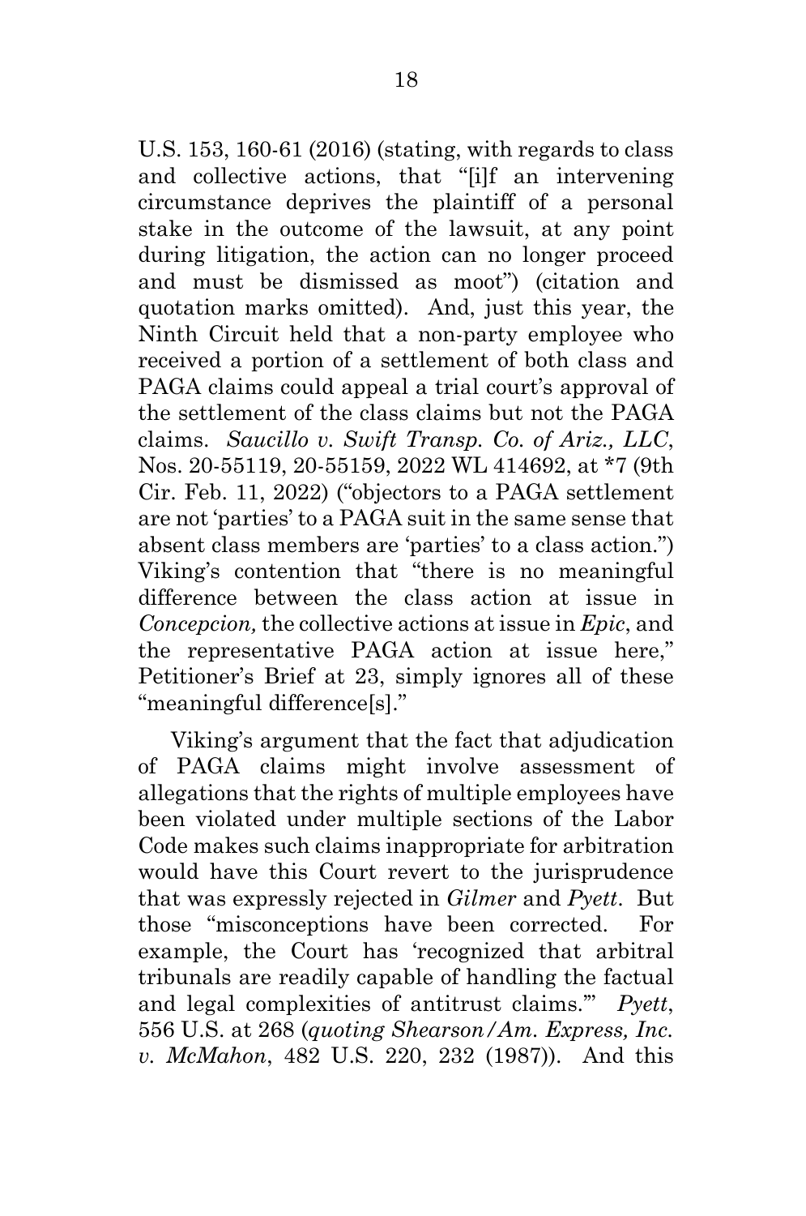U.S. 153, 160-61 (2016) (stating, with regards to class and collective actions, that "[i]f an intervening circumstance deprives the plaintiff of a personal stake in the outcome of the lawsuit, at any point during litigation, the action can no longer proceed and must be dismissed as moot") (citation and quotation marks omitted). And, just this year, the Ninth Circuit held that a non-party employee who received a portion of a settlement of both class and PAGA claims could appeal a trial court's approval of the settlement of the class claims but not the PAGA claims. *Saucillo v. Swift Transp. Co. of Ariz., LLC*, Nos. 20-55119, 20-55159, 2022 WL 414692, at *7 (9th Cir. Feb. 11, 2022) ("objectors to a PAGA settlement are not 'parties' to a PAGA suit in the same sense that absent class members are 'parties' to a class action.") Viking's contention that "there is no meaningful difference between the class action at issue in *Concepcion,* the collective actions at issue in *Epic*, and the representative PAGA action at issue here," Petitioner's Brief at 23, simply ignores all of these "meaningful difference[s]."

Viking's argument that the fact that adjudication of PAGA claims might involve assessment of allegations that the rights of multiple employees have been violated under multiple sections of the Labor Code makes such claims inappropriate for arbitration would have this Court revert to the jurisprudence that was expressly rejected in *Gilmer* and *Pyett*. But those "misconceptions have been corrected. For example, the Court has 'recognized that arbitral tribunals are readily capable of handling the factual and legal complexities of antitrust claims.'" *Pyett*, 556 U.S. at 268 (*quoting Shearson/Am. Express, Inc. v. McMahon*, 482 U.S. 220, 232 (1987)). And this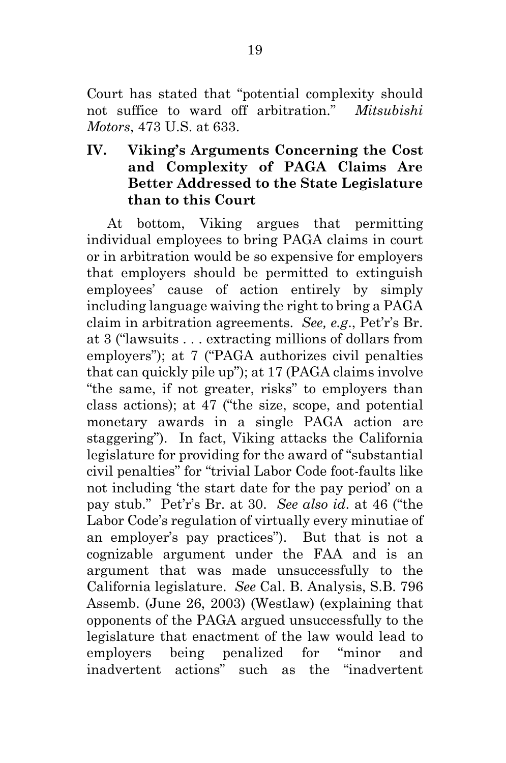Court has stated that "potential complexity should not suffice to ward off arbitration." *Mitsubishi Motors*, 473 U.S. at 633.

## IV. Viking's Arguments Concerning the Cost and Complexity of PAGA Claims Are Better Addressed to the State Legislature than to this Court

At bottom, Viking argues that permitting individual employees to bring PAGA claims in court or in arbitration would be so expensive for employers that employers should be permitted to extinguish employees' cause of action entirely by simply including language waiving the right to bring a PAGA claim in arbitration agreements. *See, e.g.*, Pet'r's Br. at 3 ("lawsuits . . . extracting millions of dollars from employers"); at 7 ("PAGA authorizes civil penalties that can quickly pile up"); at 17 (PAGA claims involve "the same, if not greater, risks" to employers than class actions); at 47 ("the size, scope, and potential monetary awards in a single PAGA action are staggering"). In fact, Viking attacks the California legislature for providing for the award of "substantial civil penalties" for "trivial Labor Code foot-faults like not including 'the start date for the pay period' on a pay stub." Pet'r's Br. at 30. *See also id.* at 46 ("the Labor Code's regulation of virtually every minutiae of an employer's pay practices"). But that is not a cognizable argument under the FAA and is an argument that was made unsuccessfully to the California legislature. *See* Cal. B. Analysis, S.B. 796 Assemb. (June 26, 2003) (Westlaw) (explaining that opponents of the PAGA argued unsuccessfully to the legislature that enactment of the law would lead to employers being penalized for "minor and inadvertent actions" such as the "inadvertent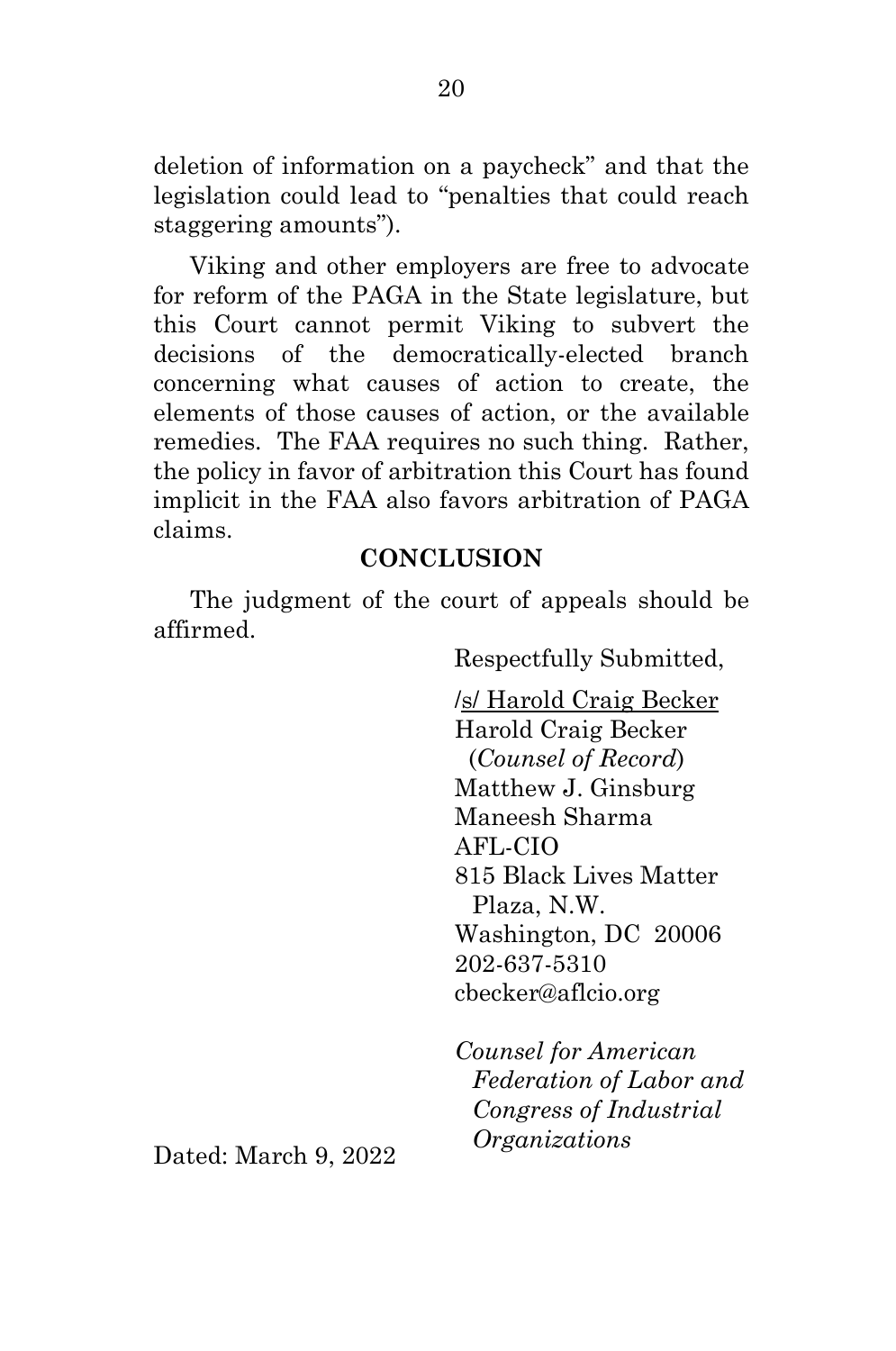deletion of information on a paycheck" and that the legislation could lead to "penalties that could reach staggering amounts").

Viking and other employers are free to advocate for reform of the PAGA in the State legislature, but this Court cannot permit Viking to subvert the decisions of the democratically-elected branch concerning what causes of action to create, the elements of those causes of action, or the available remedies. The FAA requires no such thing. Rather, the policy in favor of arbitration this Court has found implicit in the FAA also favors arbitration of PAGA claims.

## CONCLUSION

The judgment of the court of appeals should be affirmed.

Respectfully Submitted,

/s/ Harold Craig Becker
Harold Craig Becker
(*Counsel of Record*)
Matthew J. Ginsburg
Maneesh Sharma
AFL-CIO
815 Black Lives Matter Plaza, N.W.
Washington, DC 20006
202-637-5310
cbecker@aflcio.org

*Counsel for American Federation of Labor and Congress of Industrial Organizations*

Dated: March 9, 2022